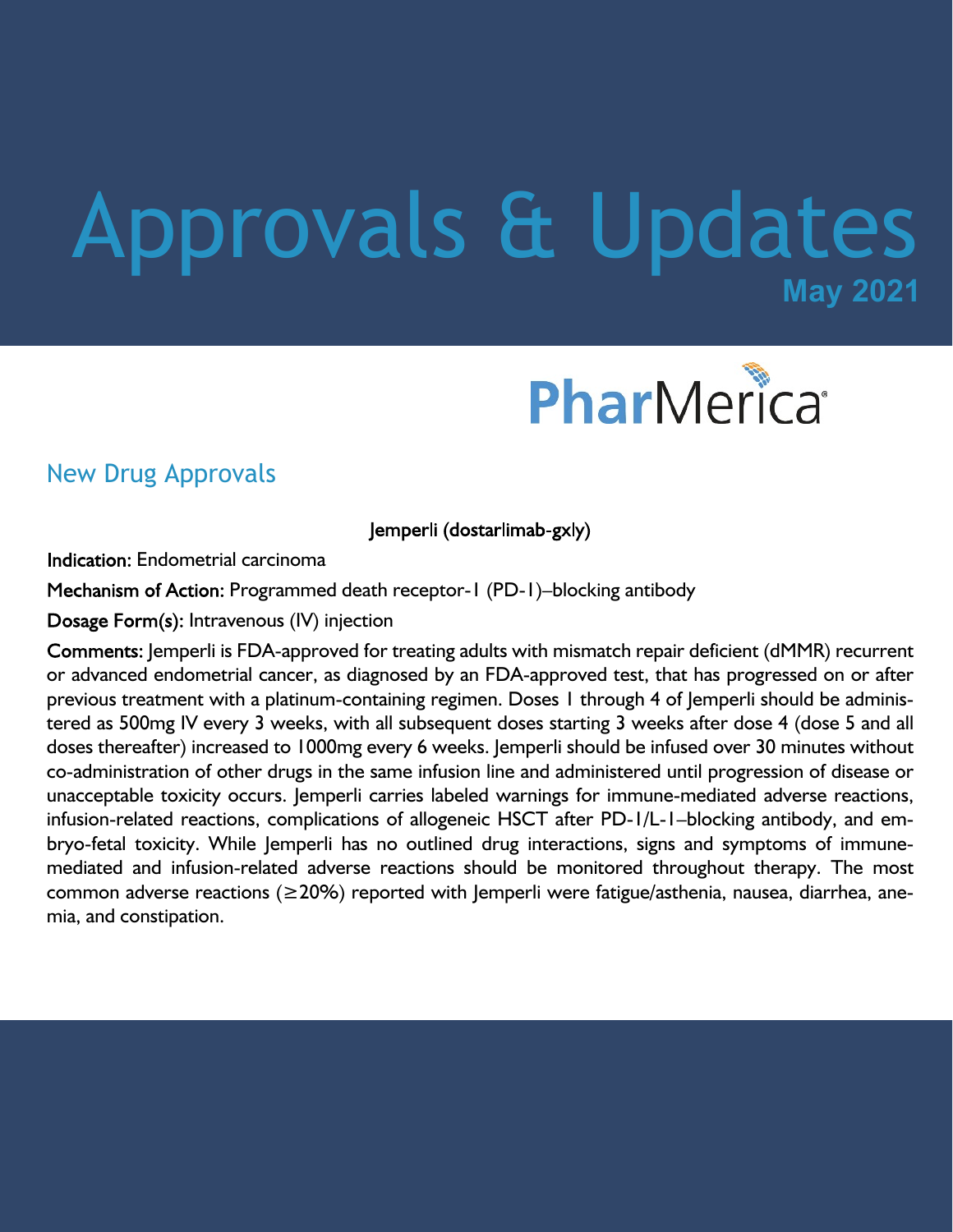# Approvals & Updates

**May 2021**

PharMerica

## New Drug Approvals

### Jemperli (dostarlimab-gxly)

**Indication:** Endometrial carcinoma

**Mechanism of Action:** Programmed death receptor-1 (PD-1)–blocking antibody

**Dosage Form(s):** Intravenous (IV) injection

**Comments:** Jemperli is FDA-approved for treating adults with mismatch repair deficient (dMMR) recurrent or advanced endometrial cancer, as diagnosed by an FDA-approved test, that has progressed on or after previous treatment with a platinum-containing regimen. Doses 1 through 4 of Jemperli should be administered as 500mg IV every 3 weeks, with all subsequent doses starting 3 weeks after dose 4 (dose 5 and all doses thereafter) increased to 1000mg every 6 weeks. Jemperli should be infused over 30 minutes without co-administration of other drugs in the same infusion line and administered until progression of disease or unacceptable toxicity occurs. Jemperli carries labeled warnings for immune-mediated adverse reactions, infusion-related reactions, complications of allogeneic HSCT after PD-1/L-1–blocking antibody, and embryo-fetal toxicity. While Jemperli has no outlined drug interactions, signs and symptoms of immune-mediated and infusion-related adverse reactions should be monitored throughout therapy. The most common adverse reactions (≥20%) reported with Jemperli were fatigue/asthenia, nausea, diarrhea, anemia, and constipation.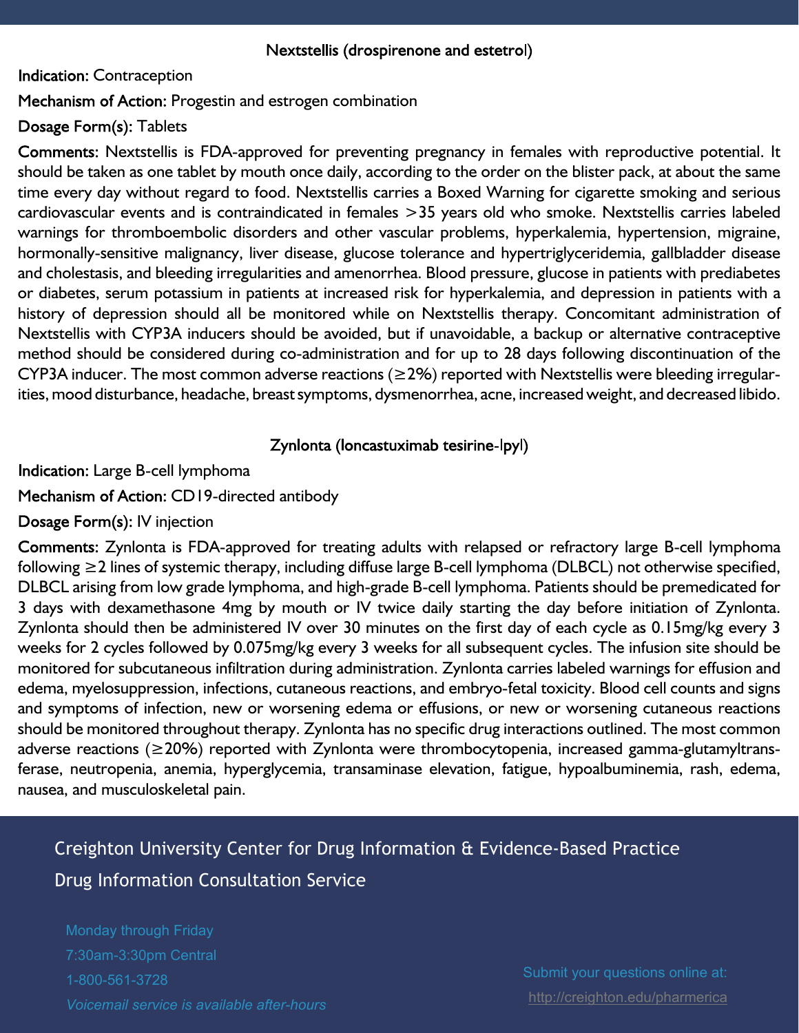### Nextstellis (drospirenone and estetrol)

**Indication:** Contraception

**Mechanism of Action:** Progestin and estrogen combination

**Dosage Form(s):** Tablets

**Comments:** Nextstellis is FDA-approved for preventing pregnancy in females with reproductive potential. It should be taken as one tablet by mouth once daily, according to the order on the blister pack, at about the same time every day without regard to food. Nextstellis carries a Boxed Warning for cigarette smoking and serious cardiovascular events and is contraindicated in females >35 years old who smoke. Nextstellis carries labeled warnings for thromboembolic disorders and other vascular problems, hyperkalemia, hypertension, migraine, hormonally-sensitive malignancy, liver disease, glucose tolerance and hypertriglyceridemia, gallbladder disease and cholestasis, and bleeding irregularities and amenorrhea. Blood pressure, glucose in patients with prediabetes or diabetes, serum potassium in patients at increased risk for hyperkalemia, and depression in patients with a history of depression should all be monitored while on Nextstellis therapy. Concomitant administration of Nextstellis with CYP3A inducers should be avoided, but if unavoidable, a backup or alternative contraceptive method should be considered during co-administration and for up to 28 days following discontinuation of the CYP3A inducer. The most common adverse reactions (≥2%) reported with Nextstellis were bleeding irregularities, mood disturbance, headache, breast symptoms, dysmenorrhea, acne, increased weight, and decreased libido.

### Zynlonta (loncastuximab tesirine-lpyl)

**Indication:** Large B-cell lymphoma

**Mechanism of Action:** CD19-directed antibody

**Dosage Form(s):** IV injection

**Comments:** Zynlonta is FDA-approved for treating adults with relapsed or refractory large B-cell lymphoma following ≥2 lines of systemic therapy, including diffuse large B-cell lymphoma (DLBCL) not otherwise specified, DLBCL arising from low grade lymphoma, and high-grade B-cell lymphoma. Patients should be premedicated for 3 days with dexamethasone 4mg by mouth or IV twice daily starting the day before initiation of Zynlonta. Zynlonta should then be administered IV over 30 minutes on the first day of each cycle as 0.15mg/kg every 3 weeks for 2 cycles followed by 0.075mg/kg every 3 weeks for all subsequent cycles. The infusion site should be monitored for subcutaneous infiltration during administration. Zynlonta carries labeled warnings for effusion and edema, myelosuppression, infections, cutaneous reactions, and embryo-fetal toxicity. Blood cell counts and signs and symptoms of infection, new or worsening edema or effusions, or new or worsening cutaneous reactions should be monitored throughout therapy. Zynlonta has no specific drug interactions outlined. The most common adverse reactions (≥20%) reported with Zynlonta were thrombocytopenia, increased gamma-glutamyltransferase, neutropenia, anemia, hyperglycemia, transaminase elevation, fatigue, hypoalbuminemia, rash, edema, nausea, and musculoskeletal pain.

Creighton University Center for Drug Information & Evidence-Based Practice

Drug Information Consultation Service

Monday through Friday

7:30am-3:30pm Central

1-800-561-3728

*Voicemail service is available after-hours*

Submit your questions online at:

http://creighton.edu/pharmerica